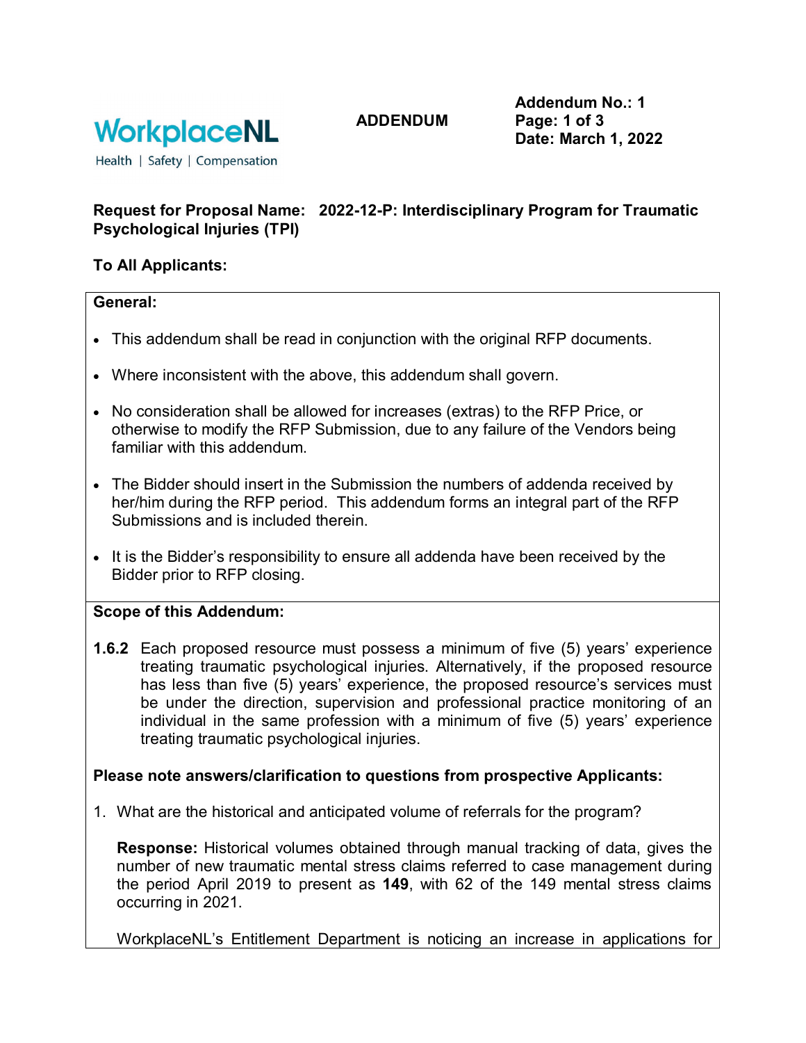WorkplaceNL

Health | Safety | Compensation

**ADDENDUM**

**Addendum No.: 1**
**Date: March 1, 2022**

**Request for Proposal Name: 2022-12-P: Interdisciplinary Program for Traumatic Psychological Injuries (TPI)**

**To All Applicants:**

**General:**

- This addendum shall be read in conjunction with the original RFP documents.
- Where inconsistent with the above, this addendum shall govern.
- No consideration shall be allowed for increases (extras) to the RFP Price, or otherwise to modify the RFP Submission, due to any failure of the Vendors being familiar with this addendum.
- The Bidder should insert in the Submission the numbers of addenda received by her/him during the RFP period. This addendum forms an integral part of the RFP Submissions and is included therein.
- It is the Bidder's responsibility to ensure all addenda have been received by the Bidder prior to RFP closing.

**Scope of this Addendum:**

**1.6.2** Each proposed resource must possess a minimum of five (5) years' experience treating traumatic psychological injuries. Alternatively, if the proposed resource has less than five (5) years' experience, the proposed resource's services must be under the direction, supervision and professional practice monitoring of an individual in the same profession with a minimum of five (5) years' experience treating traumatic psychological injuries.

**Please note answers/clarification to questions from prospective Applicants:**

1. What are the historical and anticipated volume of referrals for the program?

   **Response:** Historical volumes obtained through manual tracking of data, gives the number of new traumatic mental stress claims referred to case management during the period April 2019 to present as **149**, with 62 of the 149 mental stress claims occurring in 2021.

   WorkplaceNL's Entitlement Department is noticing an increase in applications for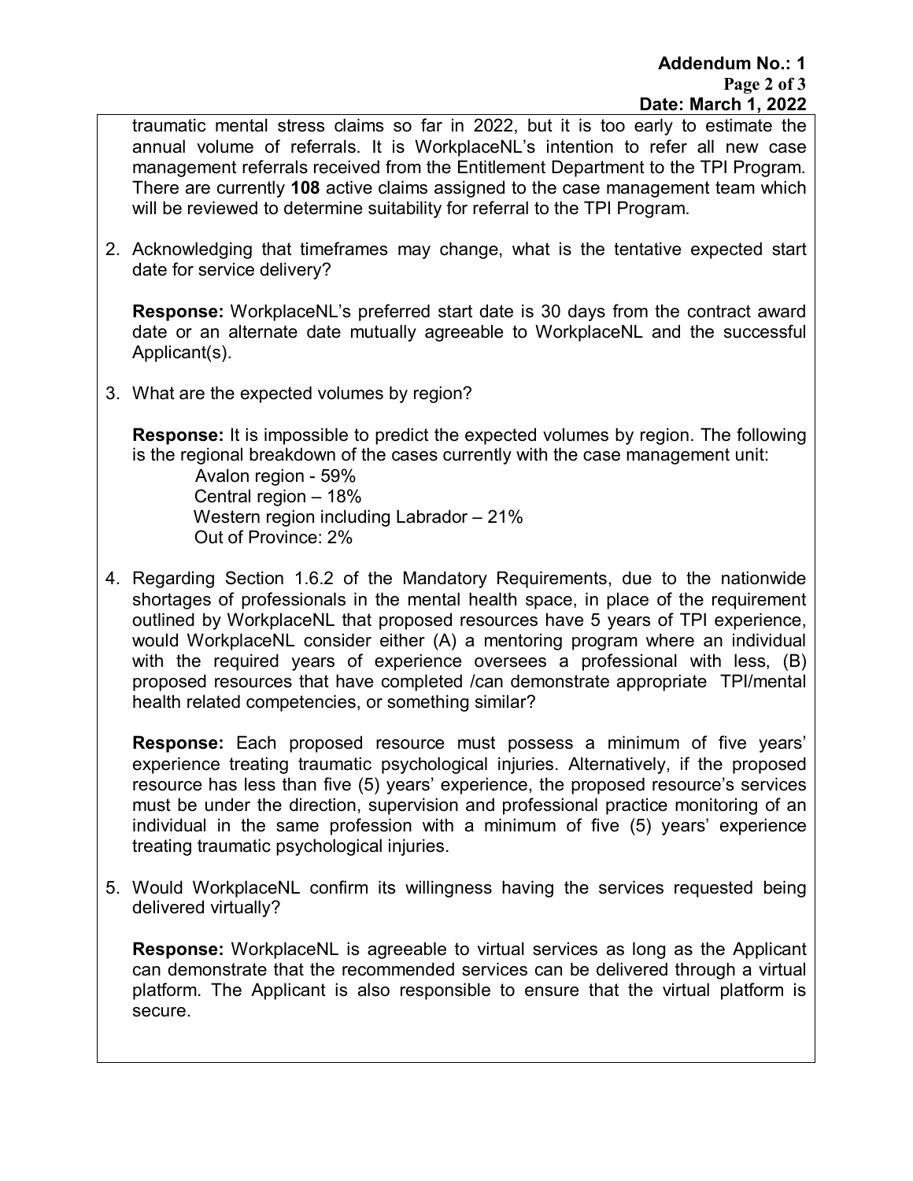traumatic mental stress claims so far in 2022, but it is too early to estimate the annual volume of referrals. It is WorkplaceNL's intention to refer all new case management referrals received from the Entitlement Department to the TPI Program. There are currently **108** active claims assigned to the case management team which will be reviewed to determine suitability for referral to the TPI Program.

2. Acknowledging that timeframes may change, what is the tentative expected start date for service delivery?

   **Response:** WorkplaceNL's preferred start date is 30 days from the contract award date or an alternate date mutually agreeable to WorkplaceNL and the successful Applicant(s).

3. What are the expected volumes by region?

   **Response:** It is impossible to predict the expected volumes by region. The following is the regional breakdown of the cases currently with the case management unit:

   Avalon region - 59%
   Central region – 18%
   Western region including Labrador – 21%
   Out of Province: 2%

4. Regarding Section 1.6.2 of the Mandatory Requirements, due to the nationwide shortages of professionals in the mental health space, in place of the requirement outlined by WorkplaceNL that proposed resources have 5 years of TPI experience, would WorkplaceNL consider either (A) a mentoring program where an individual with the required years of experience oversees a professional with less, (B) proposed resources that have completed /can demonstrate appropriate TPI/mental health related competencies, or something similar?

   **Response:** Each proposed resource must possess a minimum of five years' experience treating traumatic psychological injuries. Alternatively, if the proposed resource has less than five (5) years' experience, the proposed resource's services must be under the direction, supervision and professional practice monitoring of an individual in the same profession with a minimum of five (5) years' experience treating traumatic psychological injuries.

5. Would WorkplaceNL confirm its willingness having the services requested being delivered virtually?

   **Response:** WorkplaceNL is agreeable to virtual services as long as the Applicant can demonstrate that the recommended services can be delivered through a virtual platform. The Applicant is also responsible to ensure that the virtual platform is secure.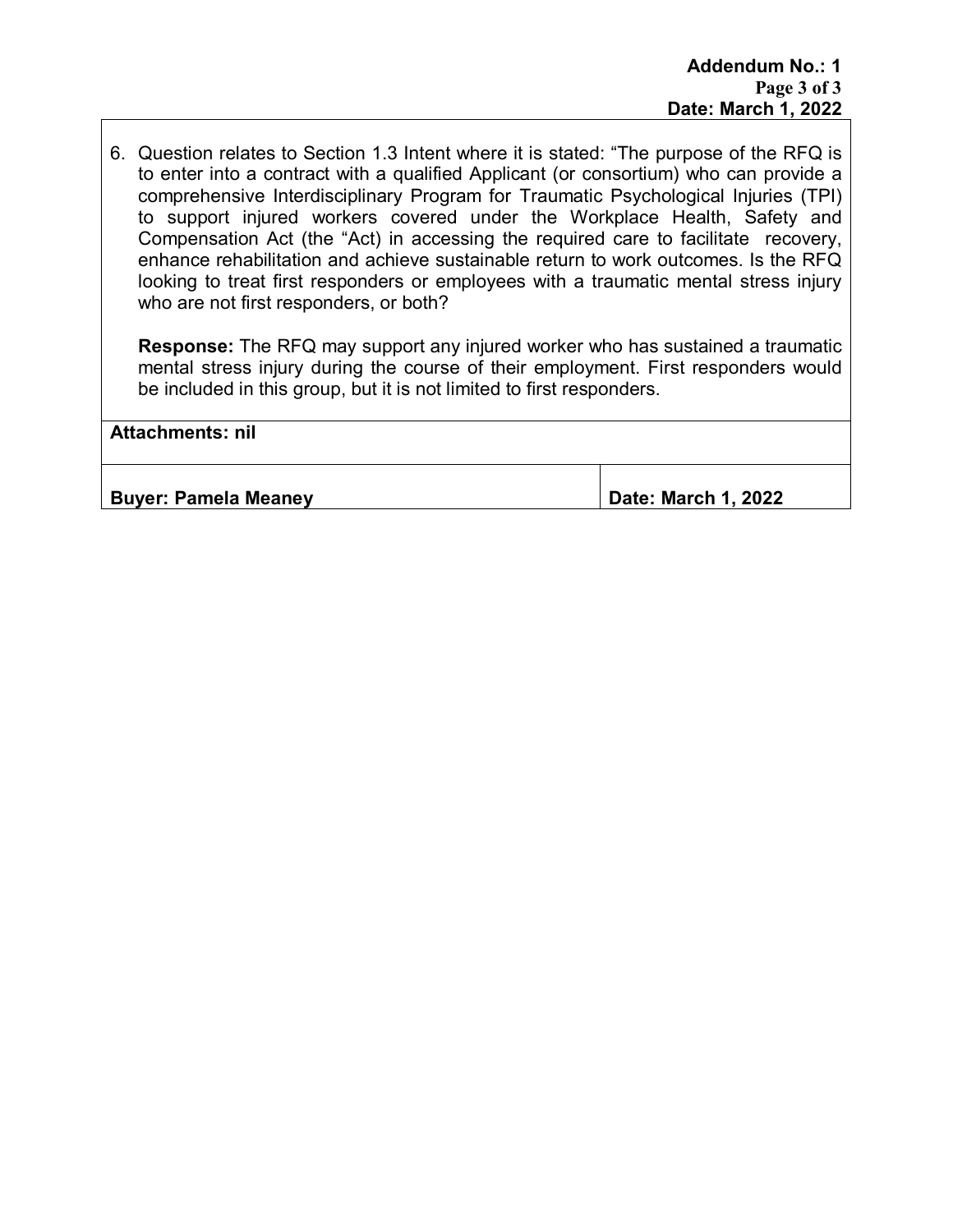6. Question relates to Section 1.3 Intent where it is stated: "The purpose of the RFQ is to enter into a contract with a qualified Applicant (or consortium) who can provide a comprehensive Interdisciplinary Program for Traumatic Psychological Injuries (TPI) to support injured workers covered under the Workplace Health, Safety and Compensation Act (the "Act) in accessing the required care to facilitate recovery, enhance rehabilitation and achieve sustainable return to work outcomes. Is the RFQ looking to treat first responders or employees with a traumatic mental stress injury who are not first responders, or both?

   **Response:** The RFQ may support any injured worker who has sustained a traumatic mental stress injury during the course of their employment. First responders would be included in this group, but it is not limited to first responders.

**Attachments: nil**

| | |
|---|---|
| **Buyer: Pamela Meaney** | **Date: March 1, 2022** |